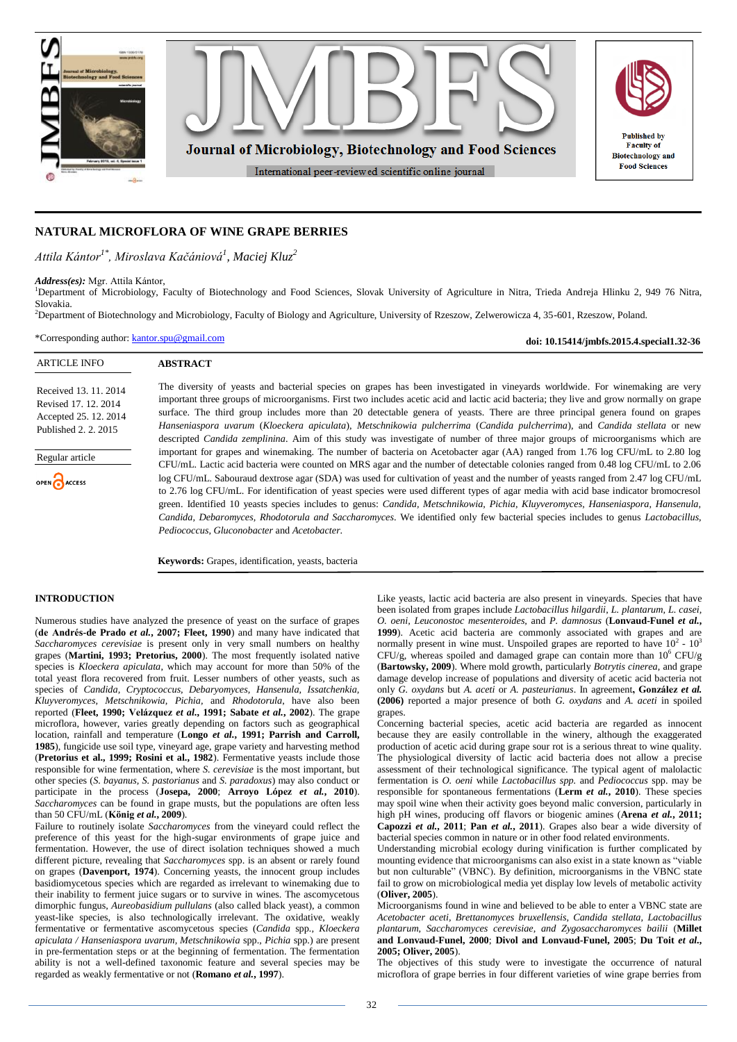# NATURAL MICROFLORA OF WINE GRAPE BERRIES

*Attila Kántor[1*], Miroslava Kačániová[1], Maciej Kluz[2]*

***Address(es):*** Mgr. Attila Kántor,
[1]Department of Microbiology, Faculty of Biotechnology and Food Sciences, Slovak University of Agriculture in Nitra, Trieda Andreja Hlinku 2, 949 76 Nitra, Slovakia.
[2]Department of Biotechnology and Microbiology, Faculty of Biology and Agriculture, University of Rzeszow, Zelwerowicza 4, 35-601, Rzeszow, Poland.

*Corresponding author: kantor.spu@gmail.com

**doi: 10.15414/jmbfs.2015.4.special1.32-36**

| ARTICLE INFO |
|---|
| Received 13. 11. 2014 |
| Revised 17. 12. 2014 |
| Accepted 25. 12. 2014 |
| Published 2. 2. 2015 |
| Regular article |

## ABSTRACT

The diversity of yeasts and bacterial species on grapes has been investigated in vineyards worldwide. For winemaking are very important three groups of microorganisms. First two includes acetic acid and lactic acid bacteria; they live and grow normally on grape surface. The third group includes more than 20 detectable genera of yeasts. There are three principal genera found on grapes *Hanseniaspora uvarum* (*Kloeckera apiculata*), *Metschnikowia pulcherrima* (*Candida pulcherrima*), and *Candida stellata* or new descripted *Candida zemplinina*. Aim of this study was investigate of number of three major groups of microorganisms which are important for grapes and winemaking. The number of bacteria on Acetobacter agar (AA) ranged from 1.76 log CFU/mL to 2.80 log CFU/mL. Lactic acid bacteria were counted on MRS agar and the number of detectable colonies ranged from 0.48 log CFU/mL to 2.06 log CFU/mL. Sabouraud dextrose agar (SDA) was used for cultivation of yeast and the number of yeasts ranged from 2.47 log CFU/mL to 2.76 log CFU/mL. For identification of yeast species were used different types of agar media with acid base indicator bromocresol green. Identified 10 yeasts species includes to genus: *Candida, Metschnikowia, Pichia, Kluyveromyces, Hanseniaspora, Hansenula, Candida, Debaromyces, Rhodotorula and Saccharomyces*. We identified only few bacterial species includes to genus *Lactobacillus, Pediococcus, Gluconobacter* and *Acetobacter.*

**Keywords:** Grapes, identification, yeasts, bacteria

## INTRODUCTION

Numerous studies have analyzed the presence of yeast on the surface of grapes (**de Andrés-de Prado *et al.*, 2007; Fleet, 1990**) and many have indicated that *Saccharomyces cerevisiae* is present only in very small numbers on healthy grapes (**Martini, 1993; Pretorius, 2000**). The most frequently isolated native species is *Kloeckera apiculata*, which may account for more than 50% of the total yeast flora recovered from fruit. Lesser numbers of other yeasts, such as species of *Candida, Cryptococcus, Debaryomyces, Hansenula, Issatchenkia, Kluyveromyces, Metschnikowia, Pichia,* and *Rhodotorula*, have also been reported (**Fleet, 1990; Velázquez *et al.*, 1991; Sabate *et al.*, 2002**). The grape microflora, however, varies greatly depending on factors such as geographical location, rainfall and temperature (**Longo *et al.*, 1991; Parrish and Carroll, 1985**), fungicide use soil type, vineyard age, grape variety and harvesting method (**Pretorius et al., 1999; Rosini et al., 1982**). Fermentative yeasts include those responsible for wine fermentation, where *S. cerevisiae* is the most important, but other species (*S. bayanus, S. pastorianus* and *S. paradoxus*) may also conduct or participate in the process (**Josepa, 2000**; **Arroyo López *et al.*, 2010**). *Saccharomyces* can be found in grape musts, but the populations are often less than 50 CFU/mL (**König *et al.*, 2009**).

Failure to routinely isolate *Saccharomyces* from the vineyard could reflect the preference of this yeast for the high-sugar environments of grape juice and fermentation. However, the use of direct isolation techniques showed a much different picture, revealing that *Saccharomyces* spp. is an absent or rarely found on grapes (**Davenport, 1974**). Concerning yeasts, the innocent group includes basidiomycetous species which are regarded as irrelevant to winemaking due to their inability to ferment juice sugars or to survive in wines. The ascomycetous dimorphic fungus, *Aureobasidium pullulans* (also called black yeast), a common yeast-like species, is also technologically irrelevant. The oxidative, weakly fermentative or fermentative ascomycetous species (*Candida* spp., *Kloeckera apiculata / Hanseniaspora uvarum, Metschnikowia* spp., *Pichia* spp.) are present in pre-fermentation steps or at the beginning of fermentation. The fermentation ability is not a well-defined taxonomic feature and several species may be regarded as weakly fermentative or not (**Romano *et al.*, 1997**).

Like yeasts, lactic acid bacteria are also present in vineyards. Species that have been isolated from grapes include *Lactobacillus hilgardii, L. plantarum, L. casei, O. oeni, Leuconostoc mesenteroides*, and *P. damnosus* (**Lonvaud-Funel *et al.*, 1999**). Acetic acid bacteria are commonly associated with grapes and are normally present in wine must. Unspoiled grapes are reported to have $10^2$ - $10^3$ CFU/g, whereas spoiled and damaged grape can contain more than $10^6$ CFU/g (**Bartowsky, 2009**). Where mold growth, particularly *Botrytis cinerea*, and grape damage develop increase of populations and diversity of acetic acid bacteria not only *G. oxydans* but *A. aceti* or *A. pasteurianus*. In agreement, **González *et al.* (2006)** reported a major presence of both *G. oxydans* and *A. aceti* in spoiled grapes.

Concerning bacterial species, acetic acid bacteria are regarded as innocent because they are easily controllable in the winery, although the exaggerated production of acetic acid during grape sour rot is a serious threat to wine quality. The physiological diversity of lactic acid bacteria does not allow a precise assessment of their technological significance. The typical agent of malolactic fermentation is *O. oeni* while *Lactobacillus spp.* and *Pediococcus* spp. may be responsible for spontaneous fermentations (**Lerm *et al.*, 2010**). These species may spoil wine when their activity goes beyond malic conversion, particularly in high pH wines, producing off flavors or biogenic amines (**Arena *et al.*, 2011; Capozzi *et al.*, 2011**; **Pan *et al.*, 2011**). Grapes also bear a wide diversity of bacterial species common in nature or in other food related environments.

Understanding microbial ecology during vinification is further complicated by mounting evidence that microorganisms can also exist in a state known as "viable but non culturable" (VBNC). By definition, microorganisms in the VBNC state fail to grow on microbiological media yet display low levels of metabolic activity (**Oliver, 2005**).

Microorganisms found in wine and believed to be able to enter a VBNC state are *Acetobacter aceti, Brettanomyces bruxellensis, Candida stellata, Lactobacillus plantarum, Saccharomyces cerevisiae, and Zygosaccharomyces bailii* (**Millet and Lonvaud-Funel, 2000**; **Divol and Lonvaud-Funel, 2005**; **Du Toit *et al.*, 2005; Oliver, 2005**).

The objectives of this study were to investigate the occurrence of natural microflora of grape berries in four different varieties of wine grape berries from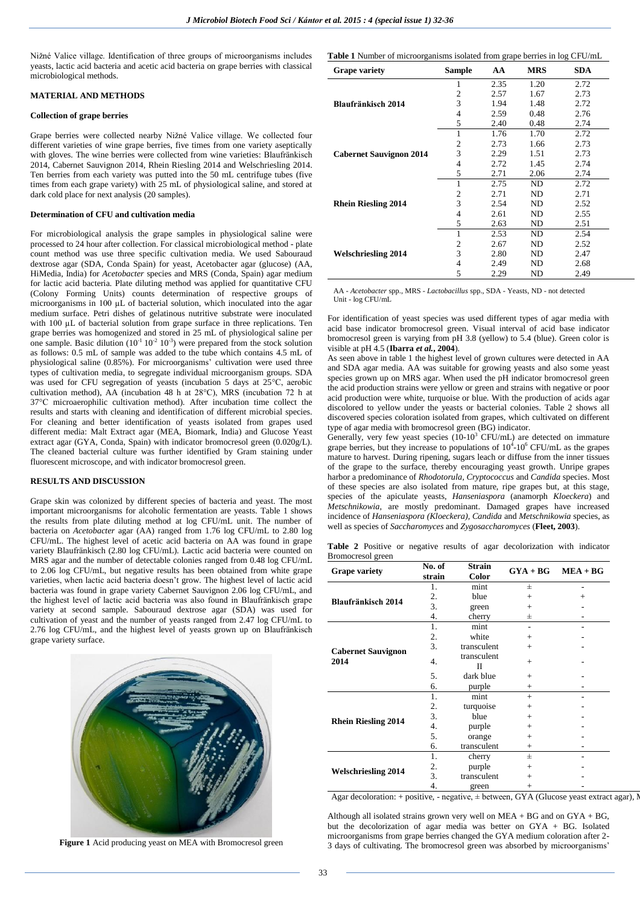Nižné Valice village. Identification of three groups of microorganisms includes yeasts, lactic acid bacteria and acetic acid bacteria on grape berries with classical microbiological methods.

## MATERIAL AND METHODS

### Collection of grape berries

Grape berries were collected nearby Nižné Valice village. We collected four different varieties of wine grape berries, five times from one variety aseptically with gloves. The wine berries were collected from wine varieties: Blaufränkisch 2014, Cabernet Sauvignon 2014, Rhein Riesling 2014 and Welschriesling 2014. Ten berries from each variety was putted into the 50 mL centrifuge tubes (five times from each grape variety) with 25 mL of physiological saline, and stored at dark cold place for next analysis (20 samples).

### Determination of CFU and cultivation media

For microbiological analysis the grape samples in physiological saline were processed to 24 hour after collection. For classical microbiological method - plate count method was use three specific cultivation media. We used Sabouraud dextrose agar (SDA, Conda Spain) for yeast, Acetobacter agar (glucose) (AA, HiMedia, India) for *Acetobacter* species and MRS (Conda, Spain) agar medium for lactic acid bacteria. Plate diluting method was applied for quantitative CFU (Colony Forming Units) counts determination of respective groups of microorganisms in 100 μL of bacterial solution, which inoculated into the agar medium surface. Petri dishes of gelatinous nutritive substrate were inoculated with 100 μL of bacterial solution from grape surface in three replications. Ten grape berries was homogenized and stored in 25 mL of physiological saline per one sample. Basic dilution ($10^{-1}$ $10^{-2}$ $10^{-3}$) were prepared from the stock solution as follows: 0.5 mL of sample was added to the tube which contains 4.5 mL of physiological saline (0.85%). For microorganisms' cultivation were used three types of cultivation media, to segregate individual microorganism groups. SDA was used for CFU segregation of yeasts (incubation 5 days at 25°C, aerobic cultivation method), AA (incubation 48 h at 28°C), MRS (incubation 72 h at 37°C microaerophilic cultivation method). After incubation time collect the results and starts with cleaning and identification of different microbial species. For cleaning and better identification of yeasts isolated from grapes used different media: Malt Extract agar (MEA, Biomark, India) and Glucose Yeast extract agar (GYA, Conda, Spain) with indicator bromocresol green (0.020g/L). The cleaned bacterial culture was further identified by Gram staining under fluorescent microscope, and with indicator bromocresol green.

## RESULTS AND DISCUSSION

Grape skin was colonized by different species of bacteria and yeast. The most important microorganisms for alcoholic fermentation are yeasts. Table 1 shows the results from plate diluting method at log CFU/mL unit. The number of bacteria on *Acetobacter* agar (AA) ranged from 1.76 log CFU/mL to 2.80 log CFU/mL. The highest level of acetic acid bacteria on AA was found in grape variety Blaufränkisch (2.80 log CFU/mL). Lactic acid bacteria were counted on MRS agar and the number of detectable colonies ranged from 0.48 log CFU/mL to 2.06 log CFU/mL, but negative results has been obtained from white grape varieties, when lactic acid bacteria doesn't grow. The highest level of lactic acid bacteria was found in grape variety Cabernet Sauvignon 2.06 log CFU/mL, and the highest level of lactic acid bacteria was also found in Blaufränkisch grape variety at second sample. Sabouraud dextrose agar (SDA) was used for cultivation of yeast and the number of yeasts ranged from 2.47 log CFU/mL to 2.76 log CFU/mL, and the highest level of yeasts grown up on Blaufränkisch grape variety surface.

**Figure 1** Acid producing yeast on MEA with Bromocresol green

**Table 1** Number of microorganisms isolated from grape berries in log CFU/mL

| Grape variety | Sample | AA | MRS | SDA |
|---|---|---|---|---|
| Blaufränkisch 2014 | 1 | 2.35 | 1.20 | 2.72 |
| | 2 | 2.57 | 1.67 | 2.73 |
| | 3 | 1.94 | 1.48 | 2.72 |
| | 4 | 2.59 | 0.48 | 2.76 |
| | 5 | 2.40 | 0.48 | 2.74 |
| Cabernet Sauvignon 2014 | 1 | 1.76 | 1.70 | 2.72 |
| | 2 | 2.73 | 1.66 | 2.73 |
| | 3 | 2.29 | 1.51 | 2.73 |
| | 4 | 2.72 | 1.45 | 2.74 |
| | 5 | 2.71 | 2.06 | 2.74 |
| Rhein Riesling 2014 | 1 | 2.75 | ND | 2.72 |
| | 2 | 2.71 | ND | 2.71 |
| | 3 | 2.54 | ND | 2.52 |
| | 4 | 2.61 | ND | 2.55 |
| | 5 | 2.63 | ND | 2.51 |
| Welschriesling 2014 | 1 | 2.53 | ND | 2.54 |
| | 2 | 2.67 | ND | 2.52 |
| | 3 | 2.80 | ND | 2.47 |
| | 4 | 2.49 | ND | 2.68 |
| | 5 | 2.29 | ND | 2.49 |

AA - *Acetobacter* spp., MRS - *Lactobacillus* spp., SDA - Yeasts, ND - not detected
Unit - log CFU/mL

For identification of yeast species was used different types of agar media with acid base indicator bromocresol green. Visual interval of acid base indicator bromocresol green is varying from pH 3.8 (yellow) to 5.4 (blue). Green color is visible at pH 4.5 (**Ibarra *et al.*, 2004**).

As seen above in table 1 the highest level of grown cultures were detected in AA and SDA agar media. AA was suitable for growing yeasts and also some yeast species grown up on MRS agar. When used the pH indicator bromocresol green the acid production strains were yellow or green and strains with negative or poor acid production were white, turquoise or blue. With the production of acids agar discolored to yellow under the yeasts or bacterial colonies. Table 2 shows all discovered species coloration isolated from grapes, which cultivated on different type of agar media with bromocresol green (BG) indicator.

Generally, very few yeast species ($10$-$10^3$ CFU/mL) are detected on immature grape berries, but they increase to populations of $10^4$-$10^6$ CFU/mL as the grapes mature to harvest. During ripening, sugars leach or diffuse from the inner tissues of the grape to the surface, thereby encouraging yeast growth. Unripe grapes harbor a predominance of *Rhodotorula*, *Cryptococcus* and *Candida* species. Most of these species are also isolated from mature, ripe grapes but, at this stage, species of the apiculate yeasts, *Hanseniaspora* (anamorph *Kloeckera*) and *Metschnikowia*, are mostly predominant. Damaged grapes have increased incidence of *Hanseniaspora (Kloeckera)*, *Candida* and *Metschnikowia* species, as well as species of *Saccharomyces* and *Zygosaccharomyces* (**Fleet, 2003**).

**Table 2** Positive or negative results of agar decolorization with indicator Bromocresol green

| Grape variety | No. of strain | Strain Color | GYA + BG | MEA + BG |
|---|---|---|---|---|
| Blaufränkisch 2014 | 1. | mint | ± | - |
| | 2. | blue | + | + |
| | 3. | green | + | - |
| | 4. | cherry | ± | - |
| Cabernet Sauvignon 2014 | 1. | mint | - | - |
| | 2. | white | + | - |
| | 3. | transculent | + | - |
| | 4. | transculent II | + | - |
| | 5. | dark blue | + | - |
| | 6. | purple | + | - |
| Rhein Riesling 2014 | 1. | mint | + | - |
| | 2. | turquoise | + | - |
| | 3. | blue | + | - |
| | 4. | purple | + | - |
| | 5. | orange | + | - |
| | 6. | transculent | + | - |
| Welschriesling 2014 | 1. | cherry | ± | - |
| | 2. | purple | + | - |
| | 3. | transculent | + | - |
| | 4. | green | + | - |

Agar decoloration: + positive, - negative, ± between, GYA (Glucose yeast extract agar), M

Although all isolated strains grown very well on MEA + BG and on GYA + BG, but the decolorization of agar media was better on GYA + BG. Isolated microorganisms from grape berries changed the GYA medium coloration after 2-3 days of cultivating. The bromocresol green was absorbed by microorganisms'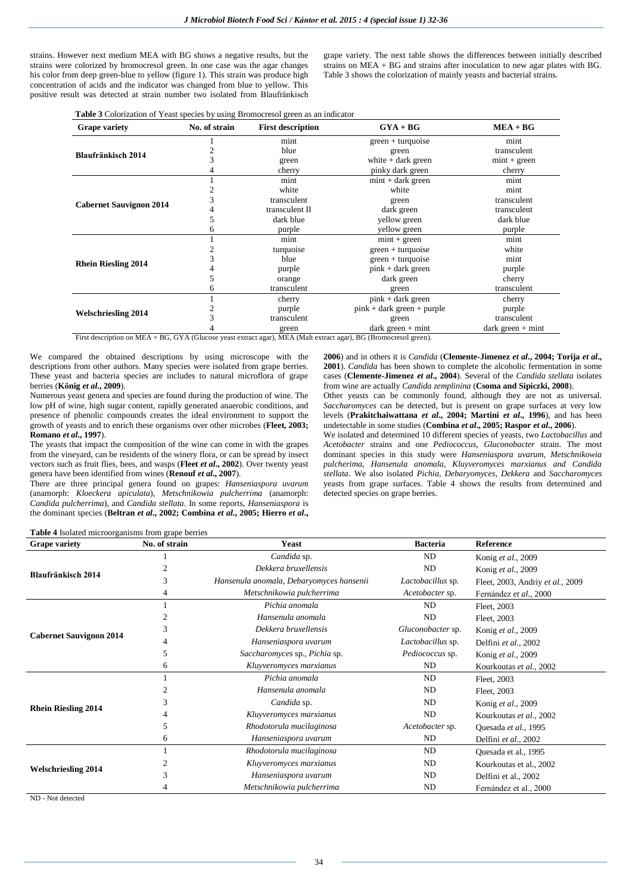strains. However next medium MEA with BG shows a negative results, but the strains were colorized by bromocresol green. In one case was the agar changes his color from deep green-blue to yellow (figure 1). This strain was produce high concentration of acids and the indicator was changed from blue to yellow. This positive result was detected at strain number two isolated from Blaufränkisch grape variety. The next table shows the differences between initially described strains on MEA + BG and strains after inoculation to new agar plates with BG. Table 3 shows the colorization of mainly yeasts and bacterial strains.

**Table 3** Colorization of Yeast species by using Bromocresol green as an indicator

| Grape variety | No. of strain | First description | GYA + BG | MEA + BG |
|---|---|---|---|---|
| **Blaufränkisch 2014** | 1 | mint | green + turquoise | mint |
| | 2 | blue | green | transculent |
| | 3 | green | white + dark green | mint + green |
| | 4 | cherry | pinky dark green | cherry |
| **Cabernet Sauvignon 2014** | 1 | mint | mint + dark green | mint |
| | 2 | white | white | mint |
| | 3 | transculent | green | transculent |
| | 4 | transculent II | dark green | transculent |
| | 5 | dark blue | yellow green | dark blue |
| | 6 | purple | yellow green | purple |
| **Rhein Riesling 2014** | 1 | mint | mint + green | mint |
| | 2 | turquoise | green + turquoise | white |
| | 3 | blue | green + turquoise | mint |
| | 4 | purple | pink + dark green | purple |
| | 5 | orange | dark green | cherry |
| | 6 | transculent | green | transculent |
| **Welschriesling 2014** | 1 | cherry | pink + dark green | cherry |
| | 2 | purple | pink + dark green + purple | purple |
| | 3 | transculent | green | transculent |
| | 4 | green | dark green + mint | dark green + mint |

First description on MEA + BG, GYA (Glucose yeast extract agar), MEA (Malt extract agar), BG (Bromocresol green).

We compared the obtained descriptions by using microscope with the descriptions from other authors. Many species were isolated from grape berries. These yeast and bacteria species are includes to natural microflora of grape berries (**König *et al.*, 2009**).

Numerous yeast genera and species are found during the production of wine. The low pH of wine, high sugar content, rapidly generated anaerobic conditions, and presence of phenolic compounds creates the ideal environment to support the growth of yeasts and to enrich these organisms over other microbes (**Fleet, 2003; Romano *et al.*, 1997**).

The yeasts that impact the composition of the wine can come in with the grapes from the vineyard, can be residents of the winery flora, or can be spread by insect vectors such as fruit flies, bees, and wasps (**Fleet *et al.*, 2002**). Over twenty yeast genera have been identified from wines (**Renouf *et al.*, 2007**).

There are three principal genera found on grapes: *Hanseniaspora uvarum* (anamorph: *Kloeckera apiculata*), *Metschnikowia pulcherrima* (anamorph: *Candida pulcherrima*), and *Candida stellata*. In some reports, *Hanseniaspora* is the dominant species (**Beltran *et al.*, 2002; Combina *et al.*, 2005; Hierro *et al.*, 2006**) and in others it is *Candida* (**Clemente-Jimenez *et al.*, 2004; Torija *et al.*, 2001**). *Candida* has been shown to complete the alcoholic fermentation in some cases (**Clemente-Jimenez *et al.*, 2004**). Several of the *Candida stellata* isolates from wine are actually *Candida zemplinina* (**Csoma and Sipiczki, 2008**).

Other yeasts can be commonly found, although they are not as universal. *Saccharomyces* can be detected, but is present on grape surfaces at very low levels (**Prakitchaiwattana *et al.*, 2004; Martini *et al.*, 1996**), and has been undetectable in some studies (**Combina *et al.*, 2005; Raspor *et al.*, 2006**).

We isolated and determined 10 different species of yeasts, two *Lactobacillus* and *Acetobacter* strains and one *Pediococcus*, *Gluconobacter* strain. The most dominant species in this study were *Hanseniaspora uvarum, Metschnikowia pulcherima, Hansenula anomala, Kluyveromyces marxianus and Candida stellata*. We also isolated *Pichia, Debaryomyces, Dekkera* and *Saccharomyces* yeasts from grape surfaces. Table 4 shows the results from determined and detected species on grape berries.

**Table 4** Isolated microorganisms from grape berries

| Grape variety | No. of strain | Yeast | Bacteria | Reference |
|---|---|---|---|---|
| **Blaufränkisch 2014** | 1 | *Candida* sp. | ND | Konig *et al.*, 2009 |
| | 2 | *Dekkera bruxellensis* | ND | Konig *et al.*, 2009 |
| | 3 | *Hansenula anomala, Debaryomyces hansenii* | *Lactobacillus* sp. | Fleet, 2003, Andriy *et al.*, 2009 |
| | 4 | *Metschnikowia pulcherrima* | *Acetobacter* sp. | Fernández *et al.*, 2000 |
| **Cabernet Sauvignon 2014** | 1 | *Pichia anomala* | ND | Fleet, 2003 |
| | 2 | *Hansenula anomala* | ND | Fleet, 2003 |
| | 3 | *Dekkera bruxellensis* | *Gluconobacter* sp. | Konig *et al.*, 2009 |
| | 4 | *Hanseniaspora uvarum* | *Lactobacillus* sp. | Delfini *et al.*, 2002 |
| | 5 | *Saccharomyces* sp., *Pichia* sp. | *Pediococcus* sp. | Konig *et al.*, 2009 |
| | 6 | *Kluyveromyces marxianus* | ND | Kourkoutas *et al.*, 2002 |
| **Rhein Riesling 2014** | 1 | *Pichia anomala* | ND | Fleet, 2003 |
| | 2 | *Hansenula anomala* | ND | Fleet, 2003 |
| | 3 | *Candida* sp. | ND | Konig *et al.*, 2009 |
| | 4 | *Kluyveromyces marxianus* | ND | Kourkoutas *et al.*, 2002 |
| | 5 | *Rhodotorula mucilaginosa* | *Acetobacter* sp. | Quesada *et al.*, 1995 |
| | 6 | *Hanseniaspora uvarum* | ND | Delfini *et al.*, 2002 |
| **Welschriesling 2014** | 1 | *Rhodotorula mucilaginosa* | ND | Quesada et al., 1995 |
| | 2 | *Kluyveromyces marxianus* | ND | Kourkoutas et al., 2002 |
| | 3 | *Hanseniaspora uvarum* | ND | Delfini et al., 2002 |
| | 4 | *Metschnikowia pulcherrima* | ND | Fernández et al., 2000 |

ND - Not detected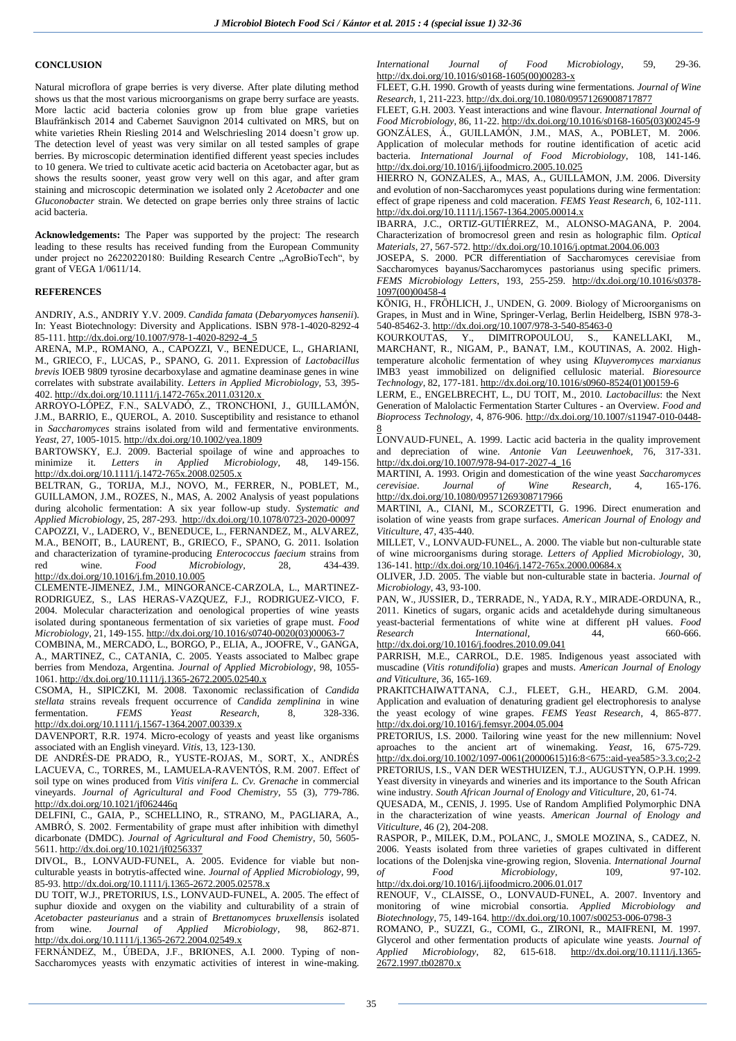## CONCLUSION

Natural microflora of grape berries is very diverse. After plate diluting method shows us that the most various microorganisms on grape berry surface are yeasts. More lactic acid bacteria colonies grow up from blue grape varieties Blaufränkisch 2014 and Cabernet Sauvignon 2014 cultivated on MRS, but on white varieties Rhein Riesling 2014 and Welschriesling 2014 doesn't grow up. The detection level of yeast was very similar on all tested samples of grape berries. By microscopic determination identified different yeast species includes to 10 genera. We tried to cultivate acetic acid bacteria on Acetobacter agar, but as shows the results sooner, yeast grow very well on this agar, and after gram staining and microscopic determination we isolated only 2 *Acetobacter* and one *Gluconobacter* strain. We detected on grape berries only three strains of lactic acid bacteria.

**Acknowledgements:** The Paper was supported by the project: The research leading to these results has received funding from the European Community under project no 26220220180: Building Research Centre „AgroBioTech", by grant of VEGA 1/0611/14.

## REFERENCES

ANDRIY, A.S., ANDRIY Y.V. 2009. *Candida famata* (*Debaryomyces hansenii*). In: Yeast Biotechnology: Diversity and Applications. ISBN 978-1-4020-8292-4 85-111. http://dx.doi.org/10.1007/978-1-4020-8292-4_5

ARENA, M.P., ROMANO, A., CAPOZZI, V., BENEDUCE, L., GHARIANI, M., GRIECO, F., LUCAS, P., SPANO, G. 2011. Expression of *Lactobacillus brevis* IOEB 9809 tyrosine decarboxylase and agmatine deaminase genes in wine correlates with substrate availability. *Letters in Applied Microbiology*, 53, 395-402. http://dx.doi.org/10.1111/j.1472-765x.2011.03120.x

ARROYO-LÓPEZ, F.N., SALVADÓ, Z., TRONCHONI, J., GUILLAMÓN, J.M., BARRIO, E., QUEROL, A. 2010. Susceptibility and resistance to ethanol in *Saccharomyces* strains isolated from wild and fermentative environments. *Yeast*, 27, 1005-1015. http://dx.doi.org/10.1002/yea.1809

BARTOWSKY, E.J. 2009. Bacterial spoilage of wine and approaches to minimize it. *Letters in Applied Microbiology*, 48, 149-156. http://dx.doi.org/10.1111/j.1472-765x.2008.02505.x

BELTRAN, G., TORIJA, M.J., NOVO, M., FERRER, N., POBLET, M., GUILLAMON, J.M., ROZES, N., MAS, A. 2002 Analysis of yeast populations during alcoholic fermentation: A six year follow-up study. *Systematic and Applied Microbiology*, 25, 287-293. http://dx.doi.org/10.1078/0723-2020-00097

CAPOZZI, V., LADERO, V., BENEDUCE, L., FERNANDEZ, M., ALVAREZ, M.A., BENOIT, B., LAURENT, B., GRIECO, F., SPANO, G. 2011. Isolation and characterization of tyramine-producing *Enterococcus faecium* strains from red wine. *Food Microbiology*, 28, 434-439. http://dx.doi.org/10.1016/j.fm.2010.10.005

CLEMENTE-JIMENEZ, J.M., MINGORANCE-CARZOLA, L., MARTINEZ-RODRIGUEZ, S., LAS HERAS-VAZQUEZ, F.J., RODRIGUEZ-VICO, F. 2004. Molecular characterization and oenological properties of wine yeasts isolated during spontaneous fermentation of six varieties of grape must. *Food Microbiology*, 21, 149-155. http://dx.doi.org/10.1016/s0740-0020(03)00063-7

COMBINA, M., MERCADO, L., BORGO, P., ELIA, A., JOOFRE, V., GANGA, A., MARTINEZ, C., CATANIA, C. 2005. Yeasts associated to Malbec grape berries from Mendoza, Argentina. *Journal of Applied Microbiology*, 98, 1055-1061. http://dx.doi.org/10.1111/j.1365-2672.2005.02540.x

CSOMA, H., SIPICZKI, M. 2008. Taxonomic reclassification of *Candida stellata* strains reveals frequent occurrence of *Candida zemplinina* in wine fermentation. *FEMS Yeast Research*, 8, 328-336. http://dx.doi.org/10.1111/j.1567-1364.2007.00339.x

DAVENPORT, R.R. 1974. Micro-ecology of yeasts and yeast like organisms associated with an English vineyard. *Vitis*, 13, 123-130.

DE ANDRÉS-DE PRADO, R., YUSTE-ROJAS, M., SORT, X., ANDRÉS LACUEVA, C., TORRES, M., LAMUELA-RAVENTÓS, R.M. 2007. Effect of soil type on wines produced from *Vitis vinifera L. Cv. Grenache* in commercial vineyards. *Journal of Agricultural and Food Chemistry*, 55 (3), 779-786. http://dx.doi.org/10.1021/jf062446q

DELFINI, C., GAIA, P., SCHELLINO, R., STRANO, M., PAGLIARA, A., AMBRÒ, S. 2002. Fermentability of grape must after inhibition with dimethyl dicarbonate (DMDC). *Journal of Agricultural and Food Chemistry*, 50, 5605-5611. http://dx.doi.org/10.1021/jf0256337

DIVOL, B., LONVAUD-FUNEL, A. 2005. Evidence for viable but non-culturable yeasts in botrytis-affected wine. *Journal of Applied Microbiology*, 99, 85-93. http://dx.doi.org/10.1111/j.1365-2672.2005.02578.x

DU TOIT, W.J., PRETORIUS, I.S., LONVAUD-FUNEL, A. 2005. The effect of suphur dioxide and oxygen on the viability and culturability of a strain of *Acetobacter pasteurianus* and a strain of *Brettanomyces bruxellensis* isolated from wine. *Journal of Applied Microbiology*, 98, 862-871. http://dx.doi.org/10.1111/j.1365-2672.2004.02549.x

FERNÁNDEZ, M., ÚBEDA, J.F., BRIONES, A.I. 2000. Typing of non-Saccharomyces yeasts with enzymatic activities of interest in wine-making. *International Journal of Food Microbiology*, 59, 29-36. http://dx.doi.org/10.1016/s0168-1605(00)00283-x

FLEET, G.H. 1990. Growth of yeasts during wine fermentations. *Journal of Wine Research*, 1, 211-223. http://dx.doi.org/10.1080/09571269008717877

FLEET, G.H. 2003. Yeast interactions and wine flavour. *International Journal of Food Microbiology*, 86, 11-22. http://dx.doi.org/10.1016/s0168-1605(03)00245-9

GONZÁLES, Á., GUILLAMÓN, J.M., MAS, A., POBLET, M. 2006. Application of molecular methods for routine identification of acetic acid bacteria. *International Journal of Food Microbiology*, 108, 141-146. http://dx.doi.org/10.1016/j.ijfoodmicro.2005.10.025

HIERRO N, GONZALES, A., MAS, A., GUILLAMON, J.M. 2006. Diversity and evolution of non-Saccharomyces yeast populations during wine fermentation: effect of grape ripeness and cold maceration. *FEMS Yeast Research*, 6, 102-111. http://dx.doi.org/10.1111/j.1567-1364.2005.00014.x

IBARRA, J.C., ORTIZ-GUTIÉRREZ, M., ALONSO-MAGANA, P. 2004. Characterization of bromocresol green and resin as holographic film. *Optical Materials*, 27, 567-572. http://dx.doi.org/10.1016/j.optmat.2004.06.003

JOSEPA, S. 2000. PCR differentiation of Saccharomyces cerevisiae from Saccharomyces bayanus/Saccharomyces pastorianus using specific primers. *FEMS Microbiology Letters*, 193, 255-259. http://dx.doi.org/10.1016/s0378-1097(00)00458-4

KÖNIG, H., FRÖHLICH, J., UNDEN, G. 2009. Biology of Microorganisms on Grapes, in Must and in Wine, Springer-Verlag, Berlin Heidelberg, ISBN 978-3-540-85462-3. http://dx.doi.org/10.1007/978-3-540-85463-0

KOURKOUTAS, Y., DIMITROPOULOU, S., KANELLAKI, M., MARCHANT, R., NIGAM, P., BANAT, I.M., KOUTINAS, A. 2002. High-temperature alcoholic fermentation of whey using *Kluyveromyces marxianus* IMB3 yeast immobilized on delignified cellulosic material. *Bioresource Technology*, 82, 177-181. http://dx.doi.org/10.1016/s0960-8524(01)00159-6

LERM, E., ENGELBRECHT, L., DU TOIT, M., 2010. *Lactobacillus*: the Next Generation of Malolactic Fermentation Starter Cultures - an Overview. *Food and Bioprocess Technology*, 4, 876-906. http://dx.doi.org/10.1007/s11947-010-0448-8

LONVAUD-FUNEL, A. 1999. Lactic acid bacteria in the quality improvement and depreciation of wine. *Antonie Van Leeuwenhoek*, 76, 317-331. http://dx.doi.org/10.1007/978-94-017-2027-4_16

MARTINI, A. 1993. Origin and domestication of the wine yeast *Saccharomyces cerevisiae*. *Journal of Wine Research*, 4, 165-176. http://dx.doi.org/10.1080/09571269308717966

MARTINI, A., CIANI, M., SCORZETTI, G. 1996. Direct enumeration and isolation of wine yeasts from grape surfaces. *American Journal of Enology and Viticulture*, 47, 435-440.

MILLET, V., LONVAUD-FUNEL, A. 2000. The viable but non-culturable state of wine microorganisms during storage. *Letters of Applied Microbiology*, 30, 136-141. http://dx.doi.org/10.1046/j.1472-765x.2000.00684.x

OLIVER, J.D. 2005. The viable but non-culturable state in bacteria. *Journal of Microbiology*, 43, 93-100.

PAN, W., JUSSIER, D., TERRADE, N., YADA, R.Y., MIRADE-ORDUNA, R., 2011. Kinetics of sugars, organic acids and acetaldehyde during simultaneous yeast-bacterial fermentations of white wine at different pH values. *Food Research International*, 44, 660-666. http://dx.doi.org/10.1016/j.foodres.2010.09.041

PARRISH, M.E., CARROL, D.E. 1985. Indigenous yeast associated with muscadine (*Vitis rotundifolia*) grapes and musts. *American Journal of Enology and Viticulture*, 36, 165-169.

PRAKITCHAIWATTANA, C.J., FLEET, G.H., HEARD, G.M. 2004. Application and evaluation of denaturing gradient gel electrophoresis to analyse the yeast ecology of wine grapes. *FEMS Yeast Research*, 4, 865-877. http://dx.doi.org/10.1016/j.femsyr.2004.05.004

PRETORIUS, I.S. 2000. Tailoring wine yeast for the new millennium: Novel aproaches to the ancient art of winemaking. *Yeast*, 16, 675-729. http://dx.doi.org/10.1002/1097-0061(20000615)16:8<675::aid-yea585>3.3.co;2-2

PRETORIUS, I.S., VAN DER WESTHUIZEN, T.J., AUGUSTYN, O.P.H. 1999. Yeast diversity in vineyards and wineries and its importance to the South African wine industry. *South African Journal of Enology and Viticulture*, 20, 61-74.

QUESADA, M., CENIS, J. 1995. Use of Random Amplified Polymorphic DNA in the characterization of wine yeasts. *American Journal of Enology and Viticulture*, 46 (2), 204-208.

RASPOR, P., MILEK, D.M., POLANC, J., SMOLE MOZINA, S., CADEZ, N. 2006. Yeasts isolated from three varieties of grapes cultivated in different locations of the Dolenjska wine-growing region, Slovenia. *International Journal of Food Microbiology*, 109, 97-102. http://dx.doi.org/10.1016/j.ijfoodmicro.2006.01.017

RENOUF, V., CLAISSE, O., LONVAUD-FUNEL, A. 2007. Inventory and monitoring of wine microbial consortia. *Applied Microbiology and Biotechnology*, 75, 149-164. http://dx.doi.org/10.1007/s00253-006-0798-3

ROMANO, P., SUZZI, G., COMI, G., ZIRONI, R., MAIFRENI, M. 1997. Glycerol and other fermentation products of apiculate wine yeasts. *Journal of Applied Microbiology*, 82, 615-618. http://dx.doi.org/10.1111/j.1365-2672.1997.tb02870.x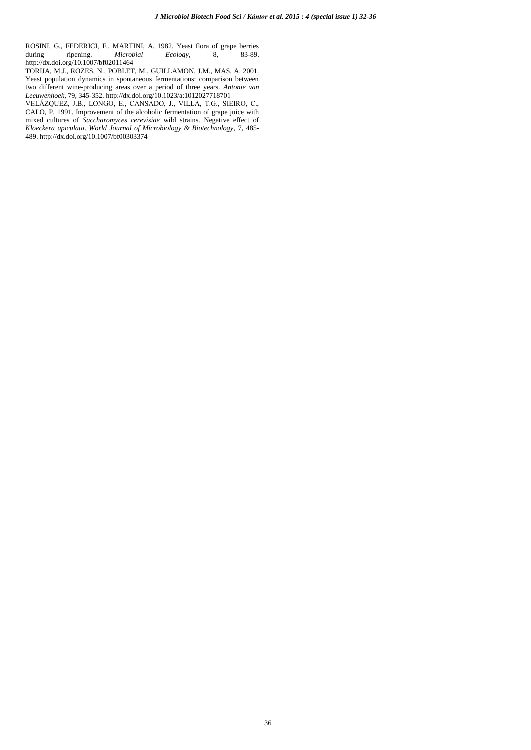ROSINI, G., FEDERICI, F., MARTINI, A. 1982. Yeast flora of grape berries during ripening. *Microbial Ecology*, 8, 83-89. http://dx.doi.org/10.1007/bf02011464

TORIJA, M.J., ROZES, N., POBLET, M., GUILLAMON, J.M., MAS, A. 2001. Yeast population dynamics in spontaneous fermentations: comparison between two different wine-producing areas over a period of three years. *Antonie van Leeuwenhoek*, 79, 345-352. http://dx.doi.org/10.1023/a:1012027718701

VELÁZQUEZ, J.B., LONGO, E., CANSADO, J., VILLA, T.G., SIEIRO, C., CALO, P. 1991. Improvement of the alcoholic fermentation of grape juice with mixed cultures of *Saccharomyces cerevisiae* wild strains. Negative effect of *Kloeckera apiculata*. *World Journal of Microbiology & Biotechnology*, 7, 485-489. http://dx.doi.org/10.1007/bf00303374